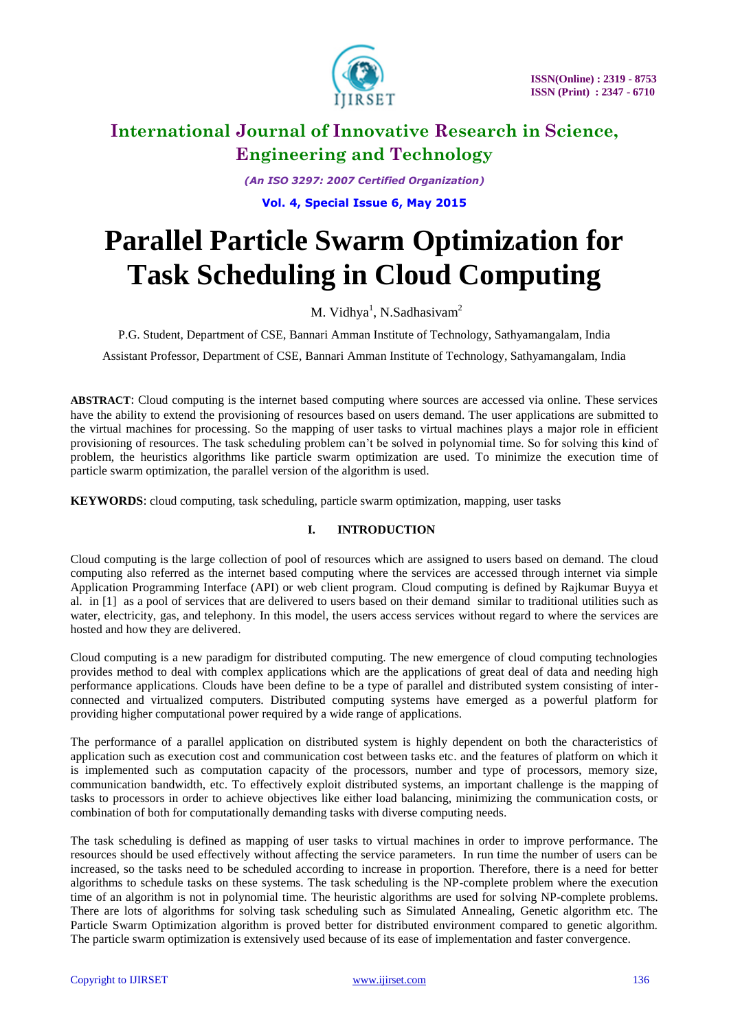# International Journal of Innovative Research in Science, Engineering and Technology

*(An ISO 3297: 2007 Certified Organization)*

# Parallel Particle Swarm Optimization for Task Scheduling in Cloud Computing

M. Vidhya[1], N.Sadhasivam[2]

P.G. Student, Department of CSE, Bannari Amman Institute of Technology, Sathyamangalam, India

Assistant Professor, Department of CSE, Bannari Amman Institute of Technology, Sathyamangalam, India

**ABSTRACT**: Cloud computing is the internet based computing where sources are accessed via online. These services have the ability to extend the provisioning of resources based on users demand. The user applications are submitted to the virtual machines for processing. So the mapping of user tasks to virtual machines plays a major role in efficient provisioning of resources. The task scheduling problem can't be solved in polynomial time. So for solving this kind of problem, the heuristics algorithms like particle swarm optimization are used. To minimize the execution time of particle swarm optimization, the parallel version of the algorithm is used.

**KEYWORDS**: cloud computing, task scheduling, particle swarm optimization, mapping, user tasks

## I. INTRODUCTION

Cloud computing is the large collection of pool of resources which are assigned to users based on demand. The cloud computing also referred as the internet based computing where the services are accessed through internet via simple Application Programming Interface (API) or web client program. Cloud computing is defined by Rajkumar Buyya et al. in [1] as a pool of services that are delivered to users based on their demand similar to traditional utilities such as water, electricity, gas, and telephony. In this model, the users access services without regard to where the services are hosted and how they are delivered.

Cloud computing is a new paradigm for distributed computing. The new emergence of cloud computing technologies provides method to deal with complex applications which are the applications of great deal of data and needing high performance applications. Clouds have been define to be a type of parallel and distributed system consisting of inter-connected and virtualized computers. Distributed computing systems have emerged as a powerful platform for providing higher computational power required by a wide range of applications.

The performance of a parallel application on distributed system is highly dependent on both the characteristics of application such as execution cost and communication cost between tasks etc. and the features of platform on which it is implemented such as computation capacity of the processors, number and type of processors, memory size, communication bandwidth, etc. To effectively exploit distributed systems, an important challenge is the mapping of tasks to processors in order to achieve objectives like either load balancing, minimizing the communication costs, or combination of both for computationally demanding tasks with diverse computing needs.

The task scheduling is defined as mapping of user tasks to virtual machines in order to improve performance. The resources should be used effectively without affecting the service parameters. In run time the number of users can be increased, so the tasks need to be scheduled according to increase in proportion. Therefore, there is a need for better algorithms to schedule tasks on these systems. The task scheduling is the NP-complete problem where the execution time of an algorithm is not in polynomial time. The heuristic algorithms are used for solving NP-complete problems. There are lots of algorithms for solving task scheduling such as Simulated Annealing, Genetic algorithm etc. The Particle Swarm Optimization algorithm is proved better for distributed environment compared to genetic algorithm. The particle swarm optimization is extensively used because of its ease of implementation and faster convergence.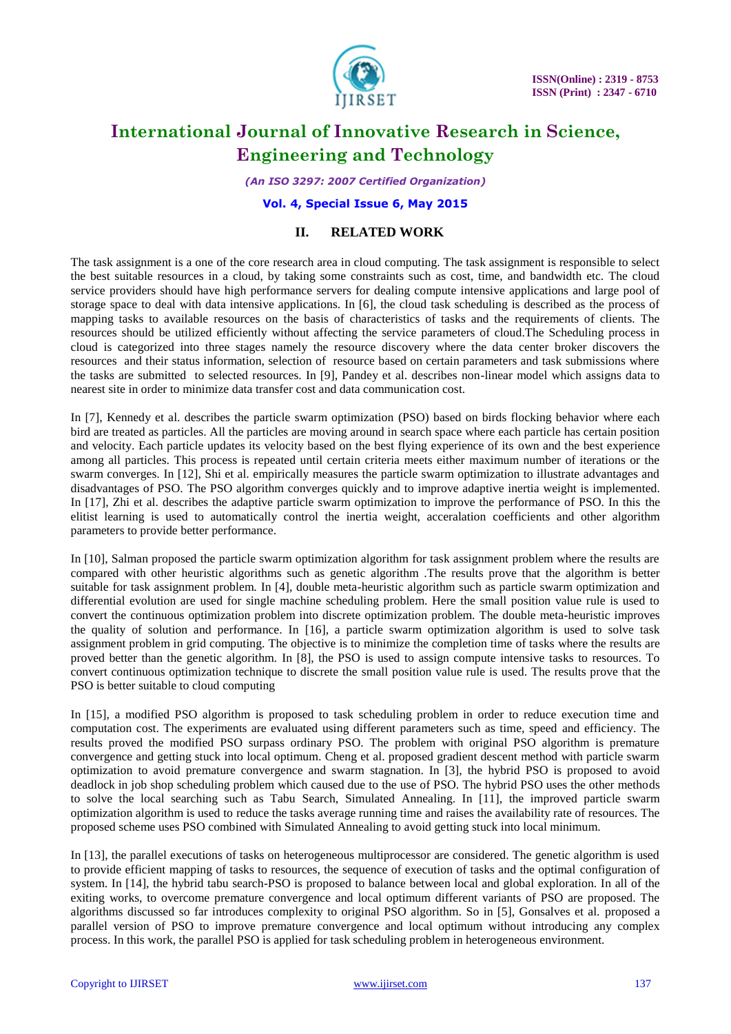## II. RELATED WORK

The task assignment is a one of the core research area in cloud computing. The task assignment is responsible to select the best suitable resources in a cloud, by taking some constraints such as cost, time, and bandwidth etc. The cloud service providers should have high performance servers for dealing compute intensive applications and large pool of storage space to deal with data intensive applications. In [6], the cloud task scheduling is described as the process of mapping tasks to available resources on the basis of characteristics of tasks and the requirements of clients. The resources should be utilized efficiently without affecting the service parameters of cloud.The Scheduling process in cloud is categorized into three stages namely the resource discovery where the data center broker discovers the resources and their status information, selection of resource based on certain parameters and task submissions where the tasks are submitted to selected resources. In [9], Pandey et al. describes non-linear model which assigns data to nearest site in order to minimize data transfer cost and data communication cost.

In [7], Kennedy et al. describes the particle swarm optimization (PSO) based on birds flocking behavior where each bird are treated as particles. All the particles are moving around in search space where each particle has certain position and velocity. Each particle updates its velocity based on the best flying experience of its own and the best experience among all particles. This process is repeated until certain criteria meets either maximum number of iterations or the swarm converges. In [12], Shi et al. empirically measures the particle swarm optimization to illustrate advantages and disadvantages of PSO. The PSO algorithm converges quickly and to improve adaptive inertia weight is implemented. In [17], Zhi et al. describes the adaptive particle swarm optimization to improve the performance of PSO. In this the elitist learning is used to automatically control the inertia weight, acceralation coefficients and other algorithm parameters to provide better performance.

In [10], Salman proposed the particle swarm optimization algorithm for task assignment problem where the results are compared with other heuristic algorithms such as genetic algorithm .The results prove that the algorithm is better suitable for task assignment problem. In [4], double meta-heuristic algorithm such as particle swarm optimization and differential evolution are used for single machine scheduling problem. Here the small position value rule is used to convert the continuous optimization problem into discrete optimization problem. The double meta-heuristic improves the quality of solution and performance. In [16], a particle swarm optimization algorithm is used to solve task assignment problem in grid computing. The objective is to minimize the completion time of tasks where the results are proved better than the genetic algorithm. In [8], the PSO is used to assign compute intensive tasks to resources. To convert continuous optimization technique to discrete the small position value rule is used. The results prove that the PSO is better suitable to cloud computing

In [15], a modified PSO algorithm is proposed to task scheduling problem in order to reduce execution time and computation cost. The experiments are evaluated using different parameters such as time, speed and efficiency. The results proved the modified PSO surpass ordinary PSO. The problem with original PSO algorithm is premature convergence and getting stuck into local optimum. Cheng et al. proposed gradient descent method with particle swarm optimization to avoid premature convergence and swarm stagnation. In [3], the hybrid PSO is proposed to avoid deadlock in job shop scheduling problem which caused due to the use of PSO. The hybrid PSO uses the other methods to solve the local searching such as Tabu Search, Simulated Annealing. In [11], the improved particle swarm optimization algorithm is used to reduce the tasks average running time and raises the availability rate of resources. The proposed scheme uses PSO combined with Simulated Annealing to avoid getting stuck into local minimum.

In [13], the parallel executions of tasks on heterogeneous multiprocessor are considered. The genetic algorithm is used to provide efficient mapping of tasks to resources, the sequence of execution of tasks and the optimal configuration of system. In [14], the hybrid tabu search-PSO is proposed to balance between local and global exploration. In all of the exiting works, to overcome premature convergence and local optimum different variants of PSO are proposed. The algorithms discussed so far introduces complexity to original PSO algorithm. So in [5], Gonsalves et al. proposed a parallel version of PSO to improve premature convergence and local optimum without introducing any complex process. In this work, the parallel PSO is applied for task scheduling problem in heterogeneous environment.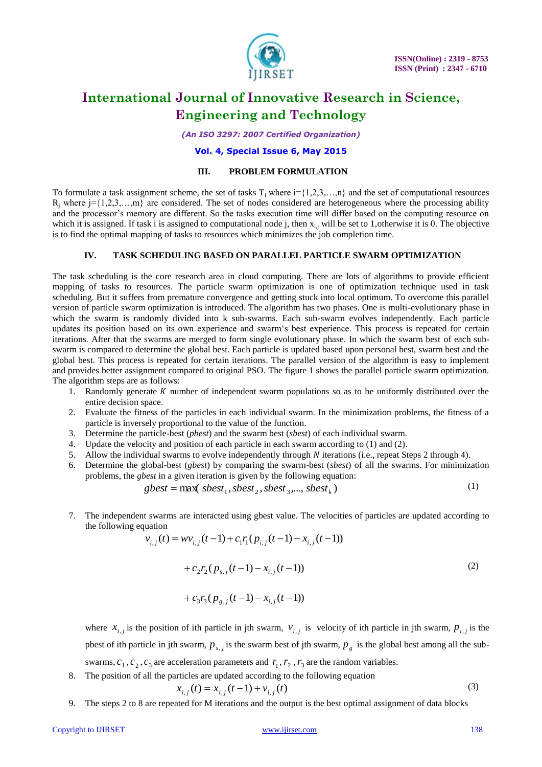## III. PROBLEM FORMULATION

To formulate a task assignment scheme, the set of tasks $T_i$ where i={1,2,3,…,n} and the set of computational resources $R_j$ where j={1,2,3,…,m} are considered. The set of nodes considered are heterogeneous where the processing ability and the processor's memory are different. So the tasks execution time will differ based on the computing resource on which it is assigned. If task i is assigned to computational node j, then $x_{i,j}$ will be set to 1,otherwise it is 0. The objective is to find the optimal mapping of tasks to resources which minimizes the job completion time.

## IV. TASK SCHEDULING BASED ON PARALLEL PARTICLE SWARM OPTIMIZATION

The task scheduling is the core research area in cloud computing. There are lots of algorithms to provide efficient mapping of tasks to resources. The particle swarm optimization is one of optimization technique used in task scheduling. But it suffers from premature convergence and getting stuck into local optimum. To overcome this parallel version of particle swarm optimization is introduced. The algorithm has two phases. One is multi-evolutionary phase in which the swarm is randomly divided into k sub-swarms. Each sub-swarm evolves independently. Each particle updates its position based on its own experience and swarm's best experience. This process is repeated for certain iterations. After that the swarms are merged to form single evolutionary phase. In which the swarm best of each sub-swarm is compared to determine the global best. Each particle is updated based upon personal best, swarm best and the global best. This process is repeated for certain iterations. The parallel version of the algorithm is easy to implement and provides better assignment compared to original PSO. The figure 1 shows the parallel particle swarm optimization. The algorithm steps are as follows:

1. Randomly generate $K$ number of independent swarm populations so as to be uniformly distributed over the entire decision space.
2. Evaluate the fitness of the particles in each individual swarm. In the minimization problems, the fitness of a particle is inversely proportional to the value of the function.
3. Determine the particle-best (*pbest*) and the swarm best (*sbest*) of each individual swarm.
4. Update the velocity and position of each particle in each swarm according to (1) and (2).
5. Allow the individual swarms to evolve independently through $N$ iterations (i.e., repeat Steps 2 through 4).
6. Determine the global-best (*gbest*) by comparing the swarm-best (*sbest*) of all the swarms. For minimization problems, the *gbest* in a given iteration is given by the following equation:

$$gbest = \max(sbest_1, sbest_2, sbest_3, \ldots, sbest_k) \tag{1}$$

7. The independent swarms are interacted using gbest value. The velocities of particles are updated according to the following equation

$$\begin{aligned} v_{i,j}(t) = {} & wv_{i,j}(t-1) + c_1 r_1 (p_{i,j}(t-1) - x_{i,j}(t-1)) \\ & + c_2 r_2 (p_{s,j}(t-1) - x_{i,j}(t-1)) \\ & + c_3 r_3 (p_{g,j}(t-1) - x_{i,j}(t-1)) \end{aligned} \tag{2}$$

   where $x_{i,j}$ is the position of ith particle in jth swarm, $v_{i,j}$ is velocity of ith particle in jth swarm, $p_{i,j}$ is the pbest of ith particle in jth swarm, $p_{s,j}$ is the swarm best of jth swarm, $p_g$ is the global best among all the sub-swarms, $c_1, c_2, c_3$ are acceleration parameters and $r_1, r_2, r_3$ are the random variables.

8. The position of all the particles are updated according to the following equation

$$x_{i,j}(t) = x_{i,j}(t-1) + v_{i,j}(t) \tag{3}$$

9. The steps 2 to 8 are repeated for M iterations and the output is the best optimal assignment of data blocks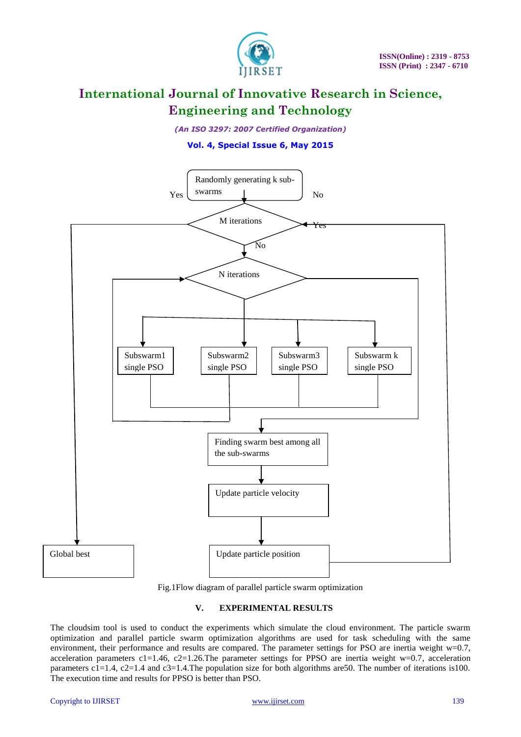Fig.1Flow diagram of parallel particle swarm optimization

## V. EXPERIMENTAL RESULTS

The cloudsim tool is used to conduct the experiments which simulate the cloud environment. The particle swarm optimization and parallel particle swarm optimization algorithms are used for task scheduling with the same environment, their performance and results are compared. The parameter settings for PSO are inertia weight w=0.7, acceleration parameters c1=1.46, c2=1.26.The parameter settings for PPSO are inertia weight w=0.7, acceleration parameters c1=1.4, c2=1.4 and c3=1.4.The population size for both algorithms are50. The number of iterations is100. The execution time and results for PPSO is better than PSO.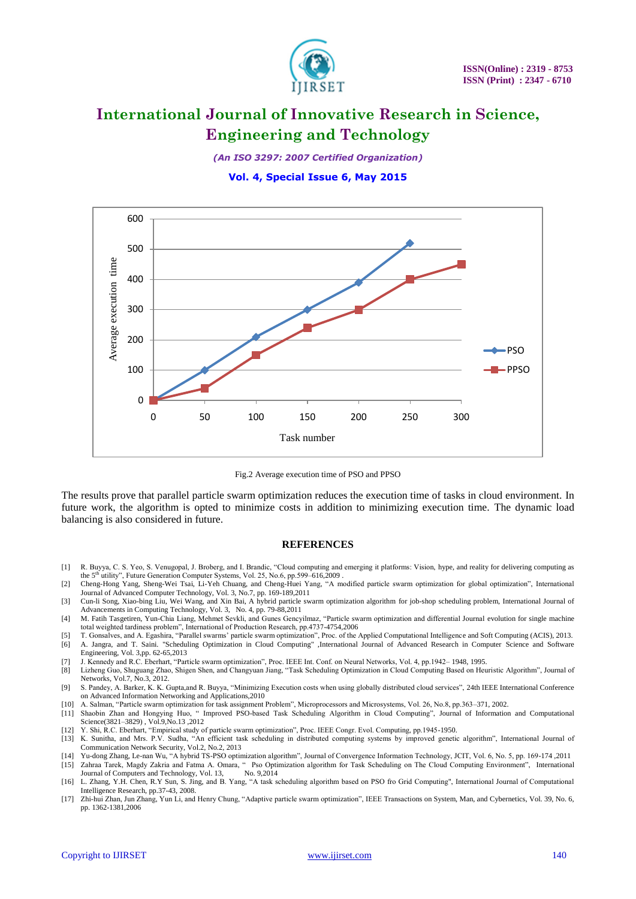600
500
400
300
200
100
0

Average execution time

0 50 100 150 200 250 300

Task number

PSO
PPSO

Fig.2 Average execution time of PSO and PPSO

The results prove that parallel particle swarm optimization reduces the execution time of tasks in cloud environment. In future work, the algorithm is opted to minimize costs in addition to minimizing execution time. The dynamic load balancing is also considered in future.

## REFERENCES

[1] R. Buyya, C. S. Yeo, S. Venugopal, J. Broberg, and I. Brandic, "Cloud computing and emerging it platforms: Vision, hype, and reality for delivering computing as the 5th utility", Future Generation Computer Systems, Vol. 25, No.6, pp.599–616,2009 .

[2] Cheng-Hong Yang, Sheng-Wei Tsai, Li-Yeh Chuang, and Cheng-Huei Yang, "A modified particle swarm optimization for global optimization", International Journal of Advanced Computer Technology, Vol. 3, No.7, pp. 169-189,2011

[3] Cun-li Song, Xiao-bing Liu, Wei Wang, and Xin Bai, A hybrid particle swarm optimization algorithm for job-shop scheduling problem, International Journal of Advancements in Computing Technology, Vol. 3, No. 4, pp. 79-88,2011

[4] M. Fatih Tasgetiren, Yun-Chia Liang, Mehmet Sevkli, and Gunes Gencyilmaz, "Particle swarm optimization and differential Journal evolution for single machine total weighted tardiness problem", International of Production Research, pp.4737-4754,2006

[5] T. Gonsalves, and A. Egashira, "Parallel swarms' particle swarm optimization", Proc. of the Applied Computational Intelligence and Soft Computing (ACIS), 2013.

[6] A. Jangra, and T. Saini. "Scheduling Optimization in Cloud Computing" ,International Journal of Advanced Research in Computer Science and Software Engineering, Vol. 3,pp. 62-65,2013

[7] J. Kennedy and R.C. Eberhart, "Particle swarm optimization", Proc. IEEE Int. Conf. on Neural Networks, Vol. 4, pp.1942– 1948, 1995.

[8] Lizheng Guo, Shuguang Zhao, Shigen Shen, and Changyuan Jiang, "Task Scheduling Optimization in Cloud Computing Based on Heuristic Algorithm", Journal of Networks, Vol.7, No.3, 2012.

[9] S. Pandey, A. Barker, K. K. Gupta,and R. Buyya, "Minimizing Execution costs when using globally distributed cloud services", 24th IEEE International Conference on Advanced Information Networking and Applications,2010

[10] A. Salman, "Particle swarm optimization for task assignment Problem", Microprocessors and Microsystems, Vol. 26, No.8, pp.363–371, 2002.

[11] Shaobin Zhan and Hongying Huo, " Improved PSO-based Task Scheduling Algorithm in Cloud Computing", Journal of Information and Computational Science(3821–3829) , Vol.9,No.13 ,2012

[12] Y. Shi, R.C. Eberhart, "Empirical study of particle swarm optimization", Proc. IEEE Congr. Evol. Computing, pp.1945-1950.

[13] K. Sunitha, and Mrs. P.V. Sudha, "An efficient task scheduling in distributed computing systems by improved genetic algorithm", International Journal of Communication Network Security, Vol.2, No.2, 2013

[14] Yu-dong Zhang, Le-nan Wu, "A hybrid TS-PSO optimization algorithm", Journal of Convergence Information Technology, JCIT, Vol. 6, No. 5, pp. 169-174 ,2011

[15] Zahraa Tarek, Magdy Zakria and Fatma A. Omara, " Pso Optimization algorithm for Task Scheduling on The Cloud Computing Environment", International Journal of Computers and Technology, Vol. 13, No. 9,2014

[16] L. Zhang, Y.H. Chen, R.Y Sun, S. Jing, and B. Yang, "A task scheduling algorithm based on PSO fro Grid Computing", International Journal of Computational Intelligence Research, pp.37-43, 2008.

[17] Zhi-hui Zhan, Jun Zhang, Yun Li, and Henry Chung, "Adaptive particle swarm optimization", IEEE Transactions on System, Man, and Cybernetics, Vol. 39, No. 6, pp. 1362-1381,2006